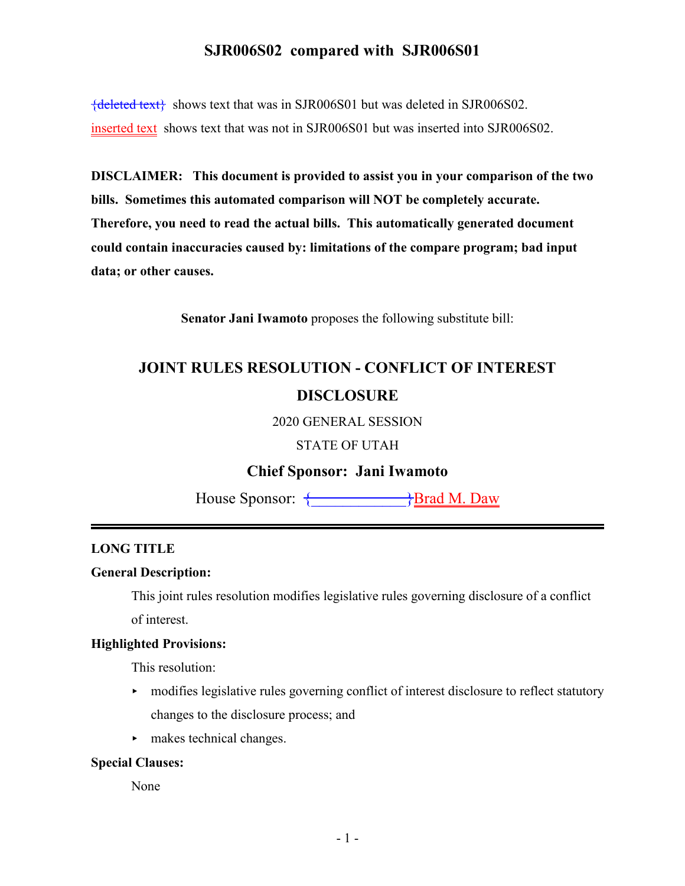# SJR006S02 compared with SJR006S01

{deleted text} shows text that was in SJR006S01 but was deleted in SJR006S02.

inserted text shows text that was not in SJR006S01 but was inserted into SJR006S02.

**DISCLAIMER: This document is provided to assist you in your comparison of the two bills. Sometimes this automated comparison will NOT be completely accurate. Therefore, you need to read the actual bills. This automatically generated document could contain inaccuracies caused by: limitations of the compare program; bad input data; or other causes.**

**Senator Jani Iwamoto** proposes the following substitute bill:

## JOINT RULES RESOLUTION - CONFLICT OF INTEREST DISCLOSURE

2020 GENERAL SESSION

STATE OF UTAH

### Chief Sponsor: Jani Iwamoto

House Sponsor: {____________}Brad M. Daw

---

**LONG TITLE**

**General Description:**

This joint rules resolution modifies legislative rules governing disclosure of a conflict of interest.

**Highlighted Provisions:**

This resolution:

- modifies legislative rules governing conflict of interest disclosure to reflect statutory changes to the disclosure process; and
- makes technical changes.

**Special Clauses:**

None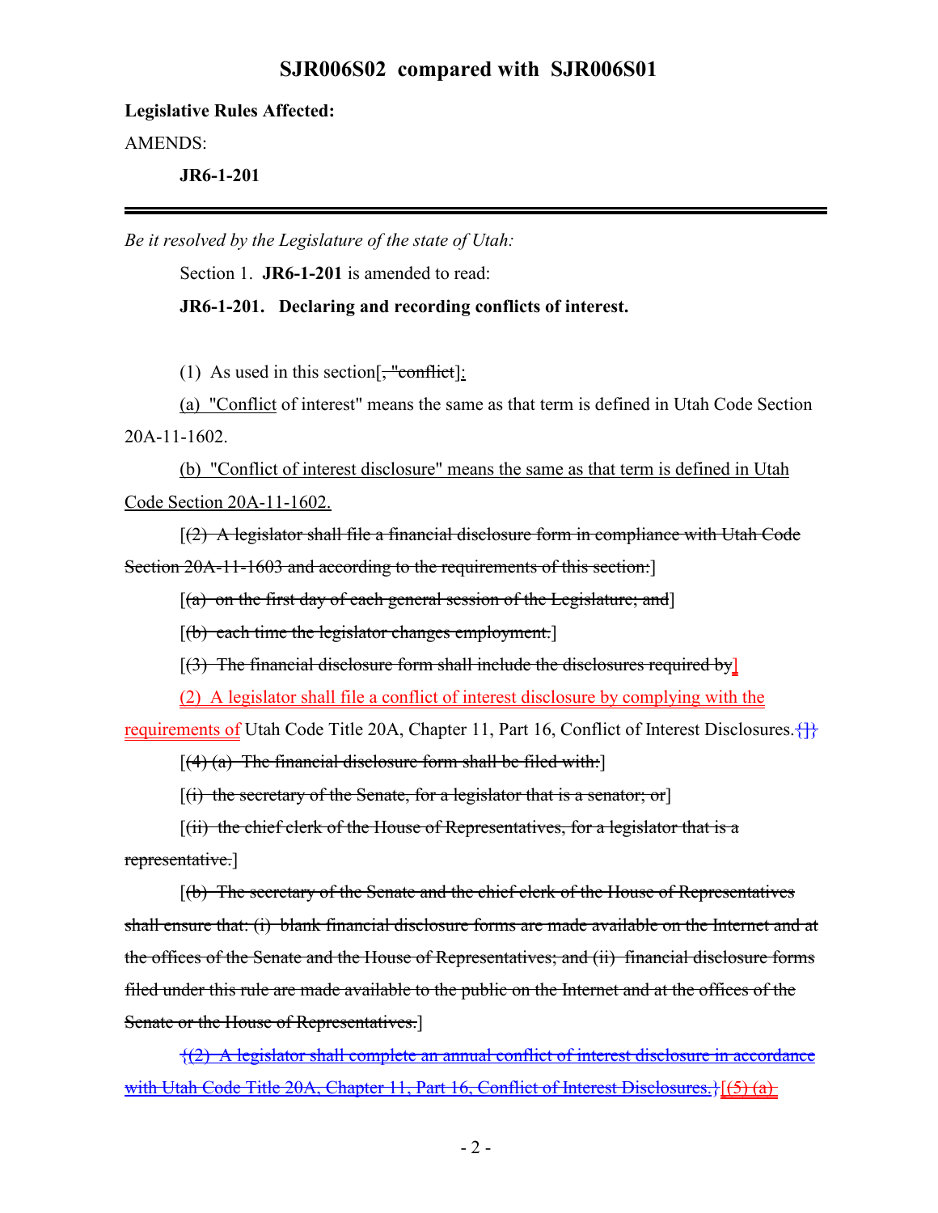**Legislative Rules Affected:**

AMENDS:

**JR6-1-201**

---

*Be it resolved by the Legislature of the state of Utah:*

Section 1. **JR6-1-201** is amended to read:

**JR6-1-201. Declaring and recording conflicts of interest.**

(1) As used in this section[~~, "conflict~~]:

(a) "Conflict of interest" means the same as that term is defined in Utah Code Section 20A-11-1602.

(b) "Conflict of interest disclosure" means the same as that term is defined in Utah Code Section 20A-11-1602.

[~~(2) A legislator shall file a financial disclosure form in compliance with Utah Code Section 20A-11-1603 and according to the requirements of this section:~~]

[~~(a) on the first day of each general session of the Legislature; and~~]

[~~(b) each time the legislator changes employment.~~]

[~~(3) The financial disclosure form shall include the disclosures required by~~]

(2) A legislator shall file a conflict of interest disclosure by complying with the requirements of Utah Code Title 20A, Chapter 11, Part 16, Conflict of Interest Disclosures.~~{]}~~

[~~(4) (a) The financial disclosure form shall be filed with:~~]

[~~(i) the secretary of the Senate, for a legislator that is a senator; or~~]

[~~(ii) the chief clerk of the House of Representatives, for a legislator that is a representative.~~]

[~~(b) The secretary of the Senate and the chief clerk of the House of Representatives shall ensure that: (i) blank financial disclosure forms are made available on the Internet and at the offices of the Senate and the House of Representatives; and (ii) financial disclosure forms filed under this rule are made available to the public on the Internet and at the offices of the Senate or the House of Representatives.~~]

~~{(2) A legislator shall complete an annual conflict of interest disclosure in accordance with Utah Code Title 20A, Chapter 11, Part 16, Conflict of Interest Disclosures.}~~[~~(5) (a)~~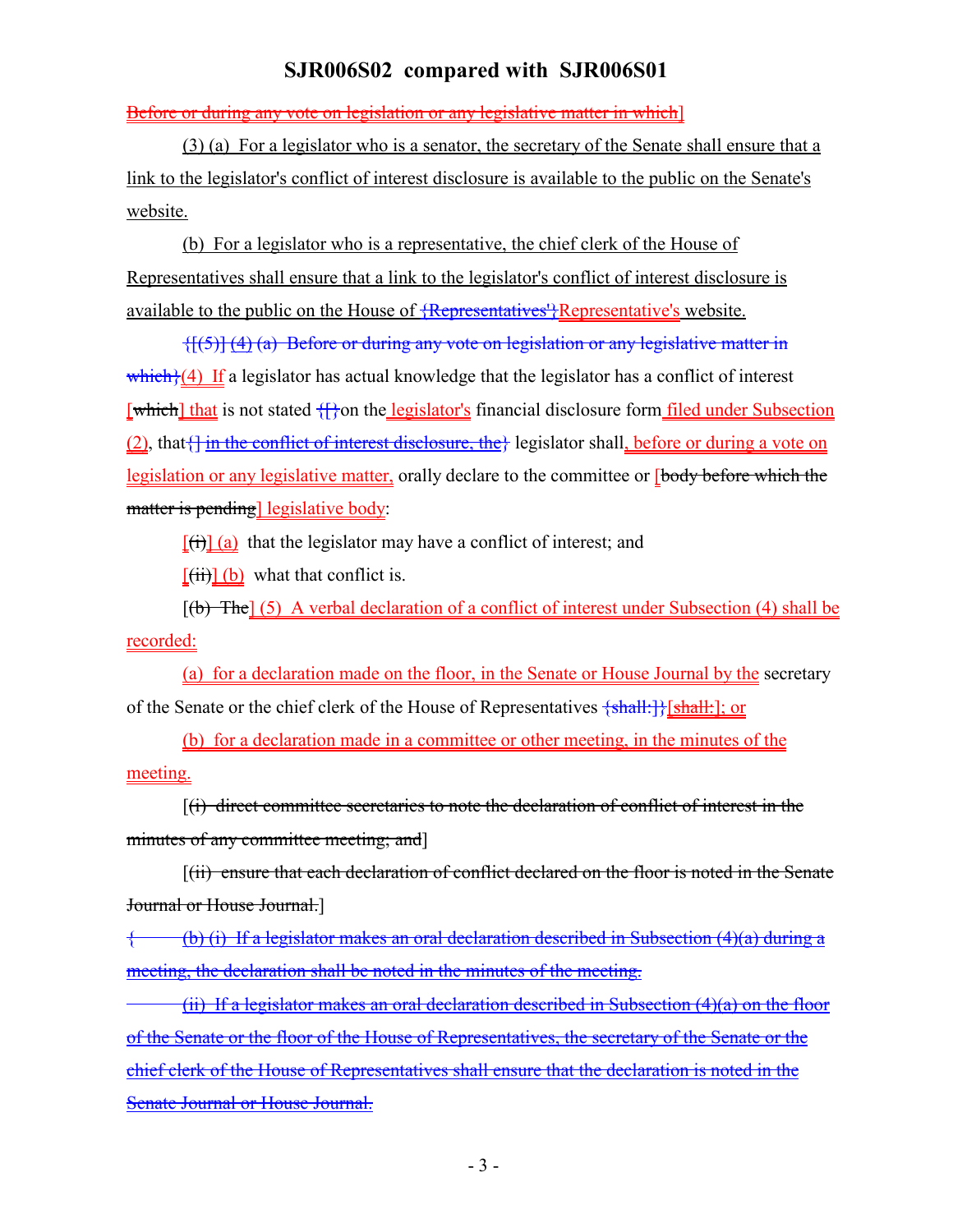Before or during any vote on legislation or any legislative matter in which]

(3) (a) For a legislator who is a senator, the secretary of the Senate shall ensure that a link to the legislator's conflict of interest disclosure is available to the public on the Senate's website.

(b) For a legislator who is a representative, the chief clerk of the House of Representatives shall ensure that a link to the legislator's conflict of interest disclosure is available to the public on the House of {Representatives'}Representative's website.

{[(5)] (4) (a) Before or during any vote on legislation or any legislative matter in which}(4) If a legislator has actual knowledge that the legislator has a conflict of interest [which] that is not stated {[}on the legislator's financial disclosure form filed under Subsection (2), that{] in the conflict of interest disclosure, the} legislator shall, before or during a vote on legislation or any legislative matter, orally declare to the committee or [body before which the matter is pending] legislative body:

[(i)] (a) that the legislator may have a conflict of interest; and

[(ii)] (b) what that conflict is.

[(b) The] (5) A verbal declaration of a conflict of interest under Subsection (4) shall be recorded:

(a) for a declaration made on the floor, in the Senate or House Journal by the secretary of the Senate or the chief clerk of the House of Representatives {shall:]}[shall:]; or

(b) for a declaration made in a committee or other meeting, in the minutes of the meeting.

[(i) direct committee secretaries to note the declaration of conflict of interest in the minutes of any committee meeting; and]

[(ii) ensure that each declaration of conflict declared on the floor is noted in the Senate Journal or House Journal.]

{ (b) (i) If a legislator makes an oral declaration described in Subsection (4)(a) during a meeting, the declaration shall be noted in the minutes of the meeting.

(ii) If a legislator makes an oral declaration described in Subsection (4)(a) on the floor of the Senate or the floor of the House of Representatives, the secretary of the Senate or the chief clerk of the House of Representatives shall ensure that the declaration is noted in the Senate Journal or House Journal.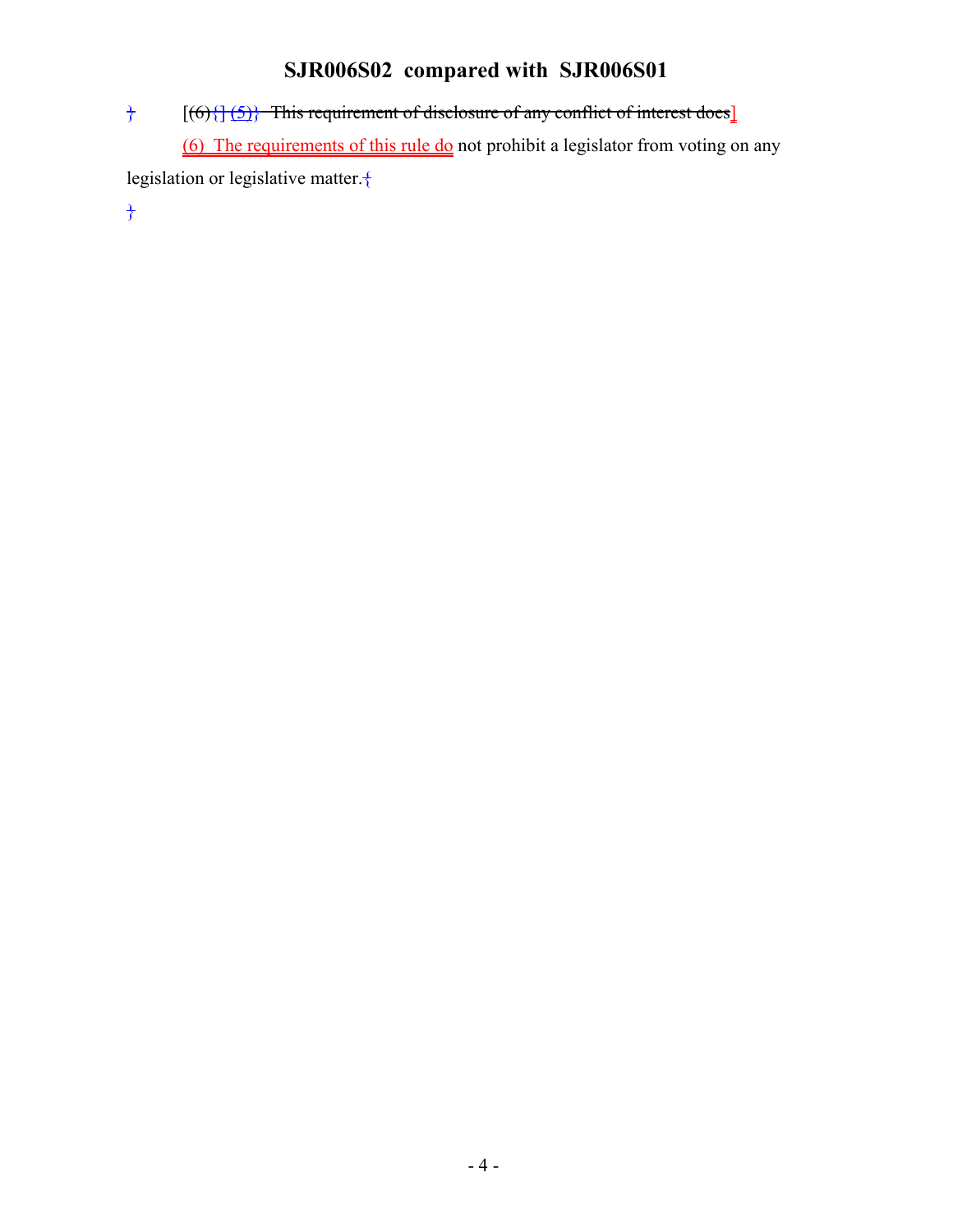}	[(6){] (5)}  This requirement of disclosure of any conflict of interest does]

(6)  The requirements of this rule do not prohibit a legislator from voting on any legislation or legislative matter.{

}